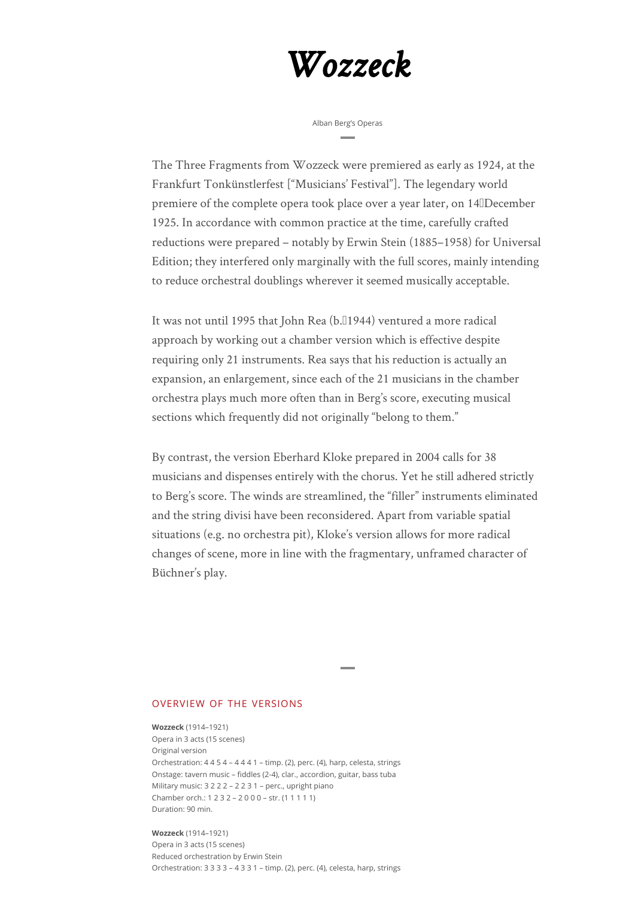# *Wozzeck*

Alban Berg's Operas

The Three Fragments from Wozzeck were premiered as early as 1924, at the Frankfurt Tonkünstlerfest ["Musicians' Festival"]. The legendary world premiere of the complete opera took place over a year later, on 14 December 1925. In accordance with common practice at the time, carefully crafted reductions were prepared – notably by Erwin Stein (1885–1958) for Universal Edition; they interfered only marginally with the full scores, mainly intending to reduce orchestral doublings wherever it seemed musically acceptable.

It was not until 1995 that John Rea (b. 1944) ventured a more radical approach by working out a chamber version which is effective despite requiring only 21 instruments. Rea says that his reduction is actually an expansion, an enlargement, since each of the 21 musicians in the chamber orchestra plays much more often than in Berg's score, executing musical sections which frequently did not originally "belong to them."

By contrast, the version Eberhard Kloke prepared in 2004 calls for 38 musicians and dispenses entirely with the chorus. Yet he still adhered strictly to Berg's score. The winds are streamlined, the "filler" instruments eliminated and the string divisi have been reconsidered. Apart from variable spatial situations (e.g. no orchestra pit), Kloke's version allows for more radical changes of scene, more in line with the fragmentary, unframed character of Büchner's play.

## OVERVIEW OF THE VERSIONS

**Wozzeck** (1914–1921)
Opera in 3 acts (15 scenes)
Original version
Orchestration: 4 4 5 4 – 4 4 4 1 – timp. (2), perc. (4), harp, celesta, strings
Onstage: tavern music – fiddles (2-4), clar., accordion, guitar, bass tuba
Military music: 3 2 2 2 – 2 2 3 1 – perc., upright piano
Chamber orch.: 1 2 3 2 – 2 0 0 0 – str. (1 1 1 1 1)
Duration: 90 min.

**Wozzeck** (1914–1921)
Opera in 3 acts (15 scenes)
Reduced orchestration by Erwin Stein
Orchestration: 3 3 3 3 – 4 3 3 1 – timp. (2), perc. (4), celesta, harp, strings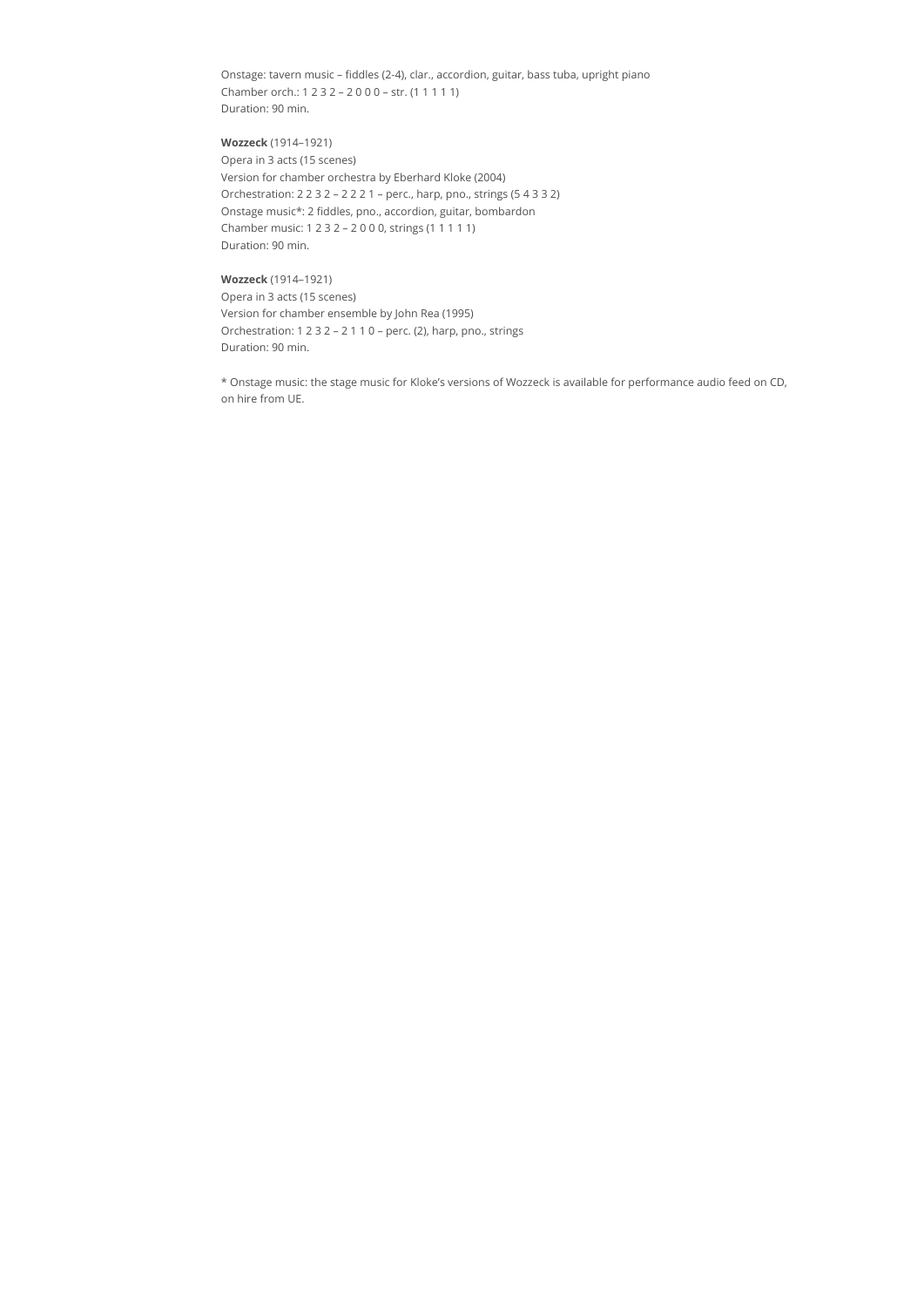Onstage: tavern music – fiddles (2-4), clar., accordion, guitar, bass tuba, upright piano
Chamber orch.: 1 2 3 2 – 2 0 0 0 – str. (1 1 1 1 1)
Duration: 90 min.

**Wozzeck** (1914–1921)
Opera in 3 acts (15 scenes)
Version for chamber orchestra by Eberhard Kloke (2004)
Orchestration: 2 2 3 2 – 2 2 2 1 – perc., harp, pno., strings (5 4 3 3 2)
Onstage music*: 2 fiddles, pno., accordion, guitar, bombardon
Chamber music: 1 2 3 2 – 2 0 0 0, strings (1 1 1 1 1)
Duration: 90 min.

**Wozzeck** (1914–1921)
Opera in 3 acts (15 scenes)
Version for chamber ensemble by John Rea (1995)
Orchestration: 1 2 3 2 – 2 1 1 0 – perc. (2), harp, pno., strings
Duration: 90 min.

* Onstage music: the stage music for Kloke's versions of Wozzeck is available for performance audio feed on CD, on hire from UE.